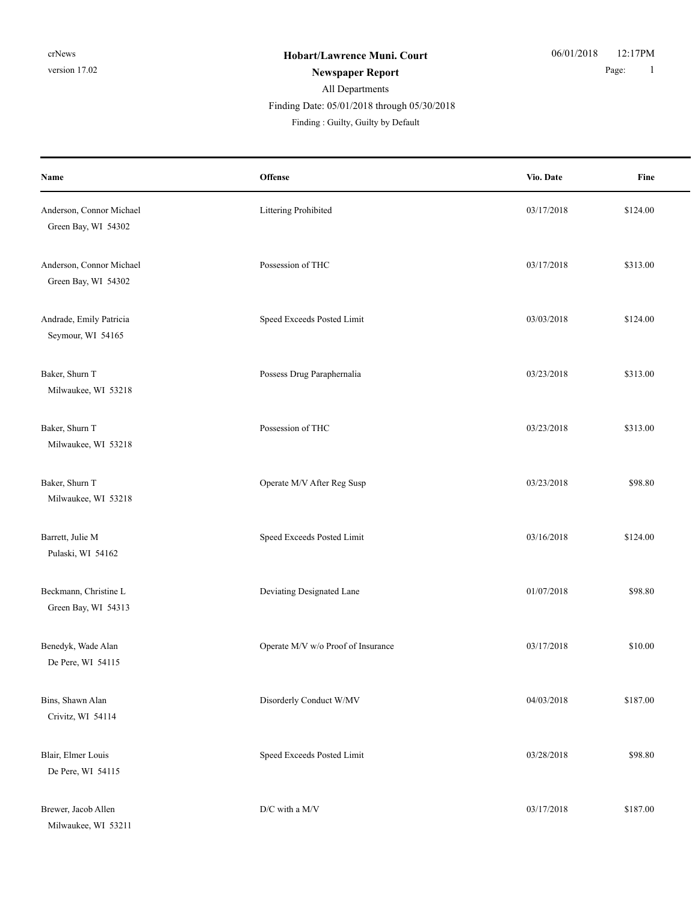**Hobart/Lawrence Muni. Court**

**Newspaper Report**

All Departments

Finding Date: 05/01/2018 through 05/30/2018

Finding : Guilty, Guilty by Default

| Name | Offense | Vio. Date | Fine |
|---|---|---|---|
| Anderson, Connor Michael<br>Green Bay, WI 54302 | Littering Prohibited | 03/17/2018 | $124.00 |
| Anderson, Connor Michael<br>Green Bay, WI 54302 | Possession of THC | 03/17/2018 | $313.00 |
| Andrade, Emily Patricia<br>Seymour, WI 54165 | Speed Exceeds Posted Limit | 03/03/2018 | $124.00 |
| Baker, Shurn T<br>Milwaukee, WI 53218 | Possess Drug Paraphernalia | 03/23/2018 | $313.00 |
| Baker, Shurn T<br>Milwaukee, WI 53218 | Possession of THC | 03/23/2018 | $313.00 |
| Baker, Shurn T<br>Milwaukee, WI 53218 | Operate M/V After Reg Susp | 03/23/2018 | $98.80 |
| Barrett, Julie M<br>Pulaski, WI 54162 | Speed Exceeds Posted Limit | 03/16/2018 | $124.00 |
| Beckmann, Christine L<br>Green Bay, WI 54313 | Deviating Designated Lane | 01/07/2018 | $98.80 |
| Benedyk, Wade Alan<br>De Pere, WI 54115 | Operate M/V w/o Proof of Insurance | 03/17/2018 | $10.00 |
| Bins, Shawn Alan<br>Crivitz, WI 54114 | Disorderly Conduct W/MV | 04/03/2018 | $187.00 |
| Blair, Elmer Louis<br>De Pere, WI 54115 | Speed Exceeds Posted Limit | 03/28/2018 | $98.80 |
| Brewer, Jacob Allen<br>Milwaukee, WI 53211 | D/C with a M/V | 03/17/2018 | $187.00 |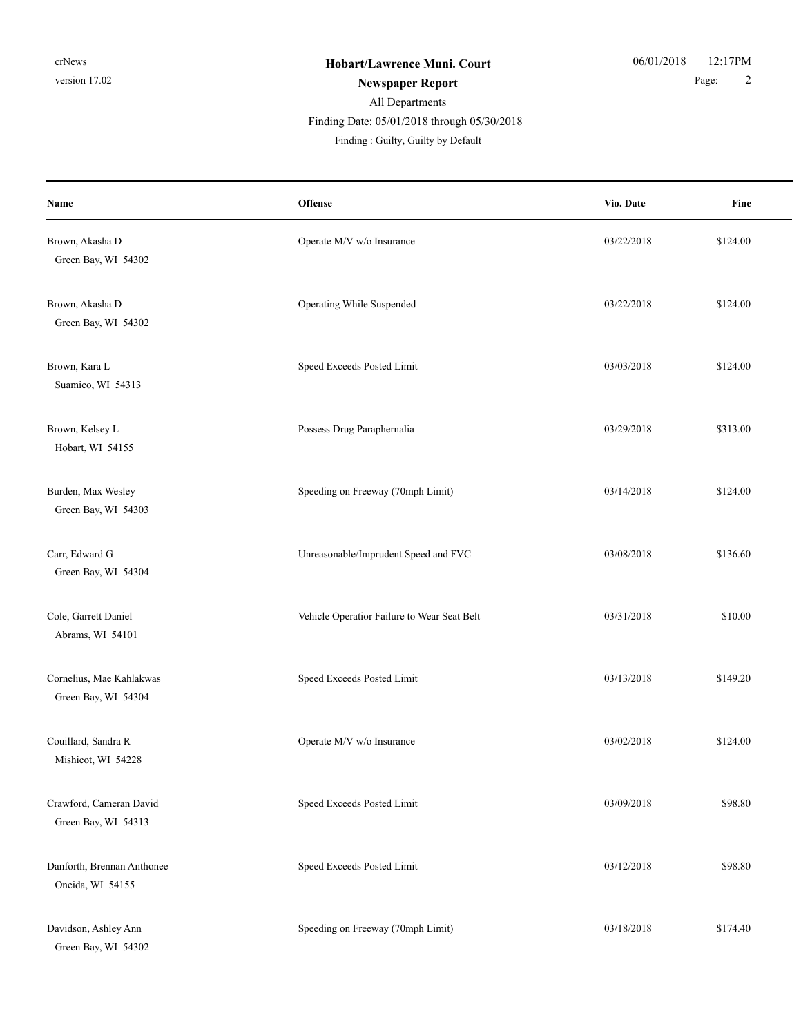**Hobart/Lawrence Muni. Court**

**Newspaper Report**

All Departments

Finding Date: 05/01/2018 through 05/30/2018

Finding : Guilty, Guilty by Default

| Name | Offense | Vio. Date | Fine |
|---|---|---|---|
| Brown, Akasha D<br>Green Bay, WI 54302 | Operate M/V w/o Insurance | 03/22/2018 | $124.00 |
| Brown, Akasha D<br>Green Bay, WI 54302 | Operating While Suspended | 03/22/2018 | $124.00 |
| Brown, Kara L<br>Suamico, WI 54313 | Speed Exceeds Posted Limit | 03/03/2018 | $124.00 |
| Brown, Kelsey L<br>Hobart, WI 54155 | Possess Drug Paraphernalia | 03/29/2018 | $313.00 |
| Burden, Max Wesley<br>Green Bay, WI 54303 | Speeding on Freeway (70mph Limit) | 03/14/2018 | $124.00 |
| Carr, Edward G<br>Green Bay, WI 54304 | Unreasonable/Imprudent Speed and FVC | 03/08/2018 | $136.60 |
| Cole, Garrett Daniel<br>Abrams, WI 54101 | Vehicle Operatior Failure to Wear Seat Belt | 03/31/2018 | $10.00 |
| Cornelius, Mae Kahlakwas<br>Green Bay, WI 54304 | Speed Exceeds Posted Limit | 03/13/2018 | $149.20 |
| Couillard, Sandra R<br>Mishicot, WI 54228 | Operate M/V w/o Insurance | 03/02/2018 | $124.00 |
| Crawford, Cameran David<br>Green Bay, WI 54313 | Speed Exceeds Posted Limit | 03/09/2018 | $98.80 |
| Danforth, Brennan Anthonee<br>Oneida, WI 54155 | Speed Exceeds Posted Limit | 03/12/2018 | $98.80 |
| Davidson, Ashley Ann<br>Green Bay, WI 54302 | Speeding on Freeway (70mph Limit) | 03/18/2018 | $174.40 |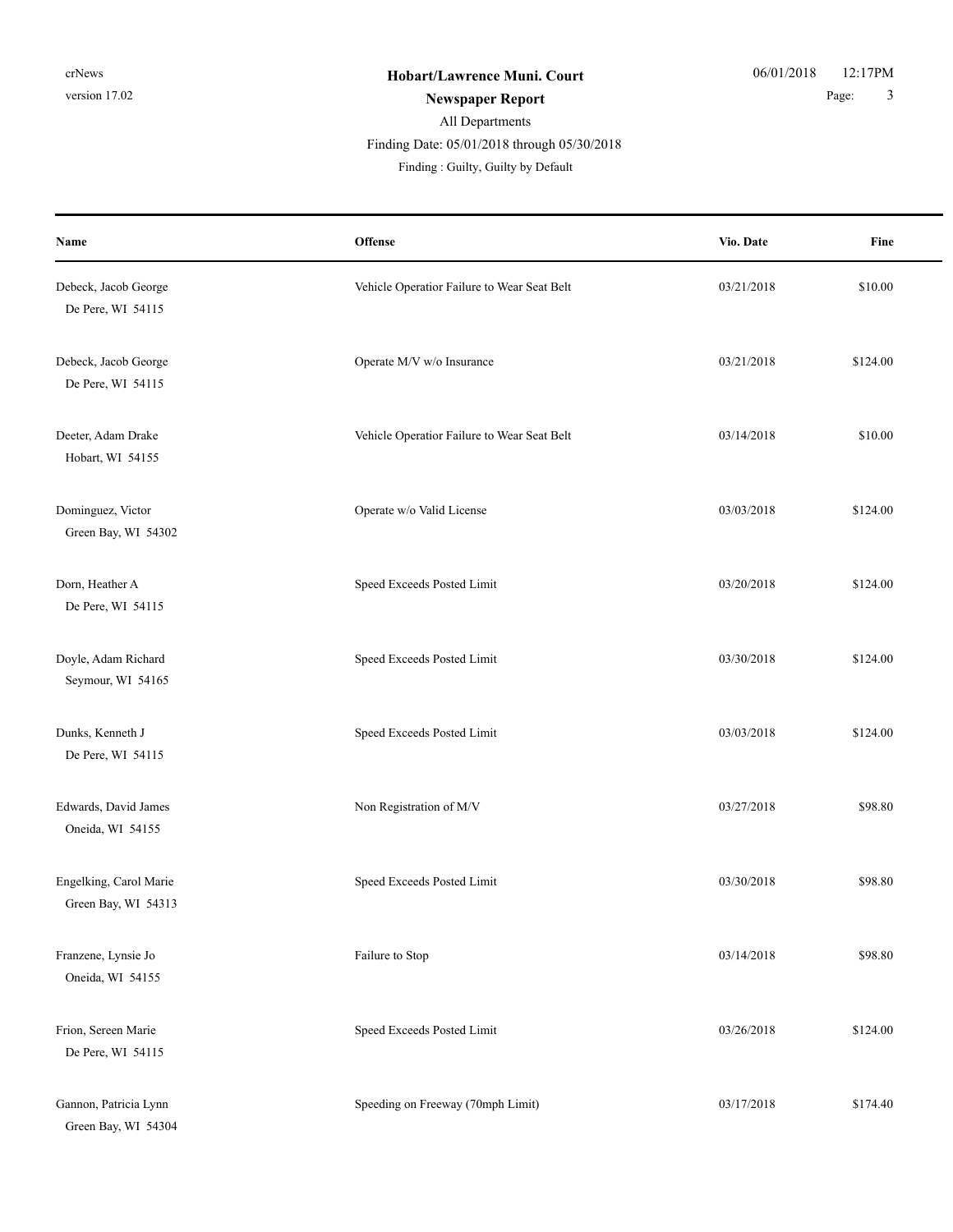**Hobart/Lawrence Muni. Court**

**Newspaper Report**

All Departments

Finding Date: 05/01/2018 through 05/30/2018

Finding : Guilty, Guilty by Default

| Name | Offense | Vio. Date | Fine |
|---|---|---|---|
| Debeck, Jacob George<br>De Pere, WI 54115 | Vehicle Operatior Failure to Wear Seat Belt | 03/21/2018 | $10.00 |
| Debeck, Jacob George<br>De Pere, WI 54115 | Operate M/V w/o Insurance | 03/21/2018 | $124.00 |
| Deeter, Adam Drake<br>Hobart, WI 54155 | Vehicle Operatior Failure to Wear Seat Belt | 03/14/2018 | $10.00 |
| Dominguez, Victor<br>Green Bay, WI 54302 | Operate w/o Valid License | 03/03/2018 | $124.00 |
| Dorn, Heather A<br>De Pere, WI 54115 | Speed Exceeds Posted Limit | 03/20/2018 | $124.00 |
| Doyle, Adam Richard<br>Seymour, WI 54165 | Speed Exceeds Posted Limit | 03/30/2018 | $124.00 |
| Dunks, Kenneth J<br>De Pere, WI 54115 | Speed Exceeds Posted Limit | 03/03/2018 | $124.00 |
| Edwards, David James<br>Oneida, WI 54155 | Non Registration of M/V | 03/27/2018 | $98.80 |
| Engelking, Carol Marie<br>Green Bay, WI 54313 | Speed Exceeds Posted Limit | 03/30/2018 | $98.80 |
| Franzene, Lynsie Jo<br>Oneida, WI 54155 | Failure to Stop | 03/14/2018 | $98.80 |
| Frion, Sereen Marie<br>De Pere, WI 54115 | Speed Exceeds Posted Limit | 03/26/2018 | $124.00 |
| Gannon, Patricia Lynn<br>Green Bay, WI 54304 | Speeding on Freeway (70mph Limit) | 03/17/2018 | $174.40 |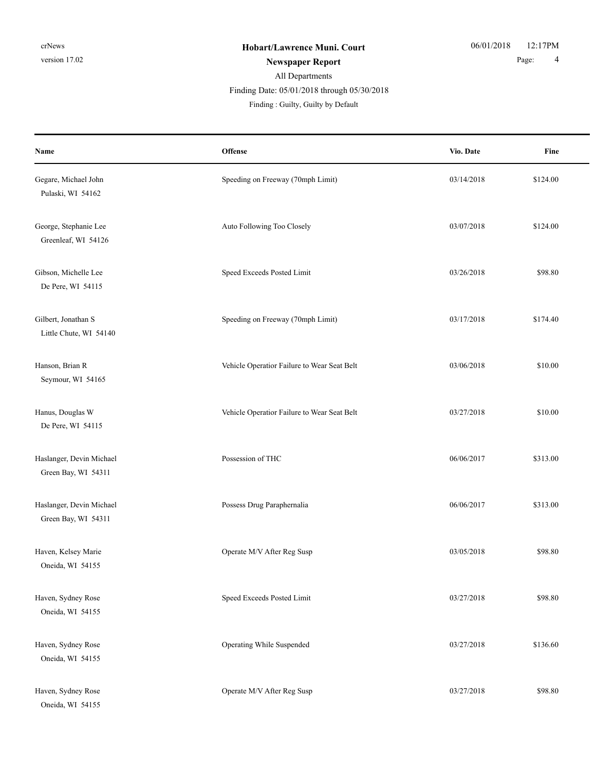**Hobart/Lawrence Muni. Court**

**Newspaper Report**

All Departments

Finding Date: 05/01/2018 through 05/30/2018

Finding : Guilty, Guilty by Default

| Name | Offense | Vio. Date | Fine |
|---|---|---|---|
| Gegare, Michael John<br>Pulaski, WI 54162 | Speeding on Freeway (70mph Limit) | 03/14/2018 | $124.00 |
| George, Stephanie Lee<br>Greenleaf, WI 54126 | Auto Following Too Closely | 03/07/2018 | $124.00 |
| Gibson, Michelle Lee<br>De Pere, WI 54115 | Speed Exceeds Posted Limit | 03/26/2018 | $98.80 |
| Gilbert, Jonathan S<br>Little Chute, WI 54140 | Speeding on Freeway (70mph Limit) | 03/17/2018 | $174.40 |
| Hanson, Brian R<br>Seymour, WI 54165 | Vehicle Operatior Failure to Wear Seat Belt | 03/06/2018 | $10.00 |
| Hanus, Douglas W<br>De Pere, WI 54115 | Vehicle Operatior Failure to Wear Seat Belt | 03/27/2018 | $10.00 |
| Haslanger, Devin Michael<br>Green Bay, WI 54311 | Possession of THC | 06/06/2017 | $313.00 |
| Haslanger, Devin Michael<br>Green Bay, WI 54311 | Possess Drug Paraphernalia | 06/06/2017 | $313.00 |
| Haven, Kelsey Marie<br>Oneida, WI 54155 | Operate M/V After Reg Susp | 03/05/2018 | $98.80 |
| Haven, Sydney Rose<br>Oneida, WI 54155 | Speed Exceeds Posted Limit | 03/27/2018 | $98.80 |
| Haven, Sydney Rose<br>Oneida, WI 54155 | Operating While Suspended | 03/27/2018 | $136.60 |
| Haven, Sydney Rose<br>Oneida, WI 54155 | Operate M/V After Reg Susp | 03/27/2018 | $98.80 |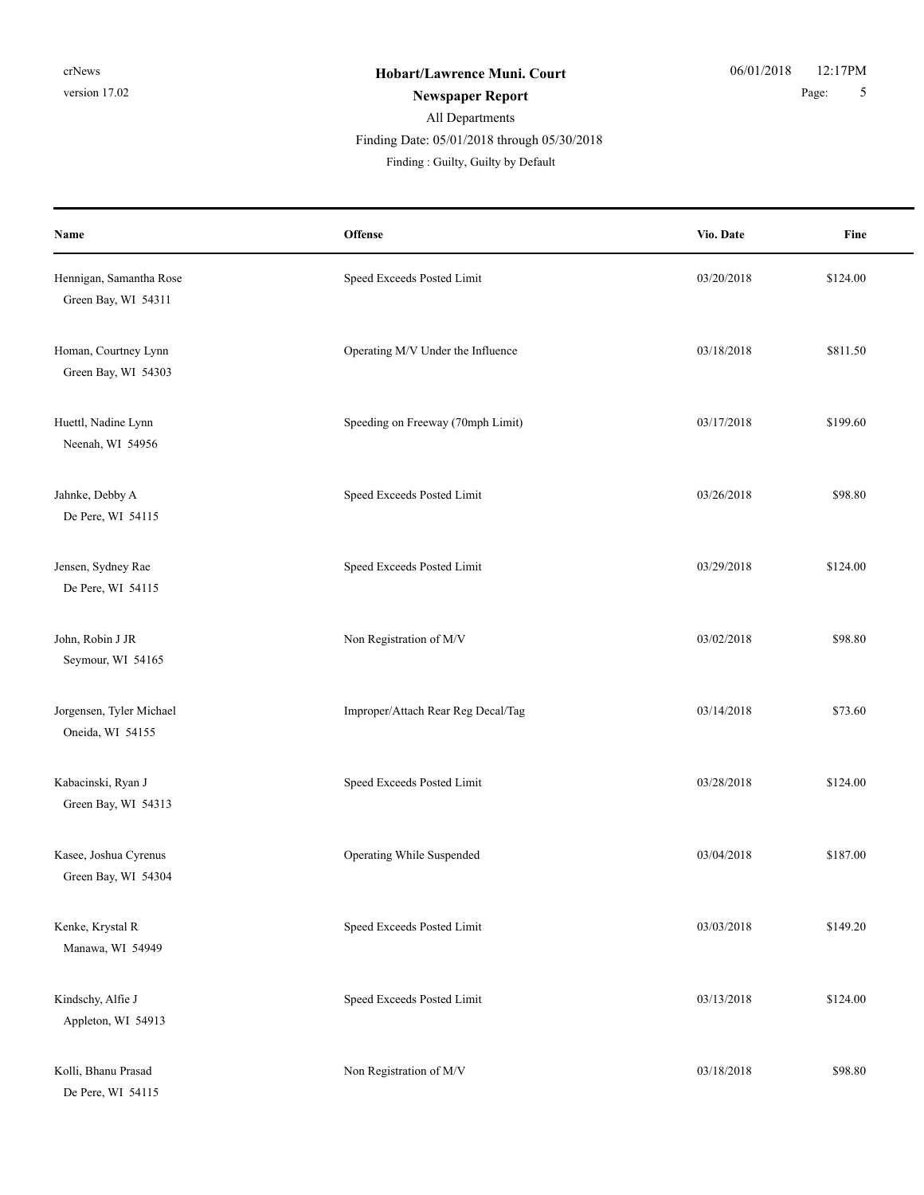**Hobart/Lawrence Muni. Court**

**Newspaper Report**

All Departments

Finding Date: 05/01/2018 through 05/30/2018

Finding : Guilty, Guilty by Default

| Name | Offense | Vio. Date | Fine |
|---|---|---|---|
| Hennigan, Samantha Rose<br>Green Bay, WI 54311 | Speed Exceeds Posted Limit | 03/20/2018 | $124.00 |
| Homan, Courtney Lynn<br>Green Bay, WI 54303 | Operating M/V Under the Influence | 03/18/2018 | $811.50 |
| Huettl, Nadine Lynn<br>Neenah, WI 54956 | Speeding on Freeway (70mph Limit) | 03/17/2018 | $199.60 |
| Jahnke, Debby A<br>De Pere, WI 54115 | Speed Exceeds Posted Limit | 03/26/2018 | $98.80 |
| Jensen, Sydney Rae<br>De Pere, WI 54115 | Speed Exceeds Posted Limit | 03/29/2018 | $124.00 |
| John, Robin J JR<br>Seymour, WI 54165 | Non Registration of M/V | 03/02/2018 | $98.80 |
| Jorgensen, Tyler Michael<br>Oneida, WI 54155 | Improper/Attach Rear Reg Decal/Tag | 03/14/2018 | $73.60 |
| Kabacinski, Ryan J<br>Green Bay, WI 54313 | Speed Exceeds Posted Limit | 03/28/2018 | $124.00 |
| Kasee, Joshua Cyrenus<br>Green Bay, WI 54304 | Operating While Suspended | 03/04/2018 | $187.00 |
| Kenke, Krystal R<br>Manawa, WI 54949 | Speed Exceeds Posted Limit | 03/03/2018 | $149.20 |
| Kindschy, Alfie J<br>Appleton, WI 54913 | Speed Exceeds Posted Limit | 03/13/2018 | $124.00 |
| Kolli, Bhanu Prasad<br>De Pere, WI 54115 | Non Registration of M/V | 03/18/2018 | $98.80 |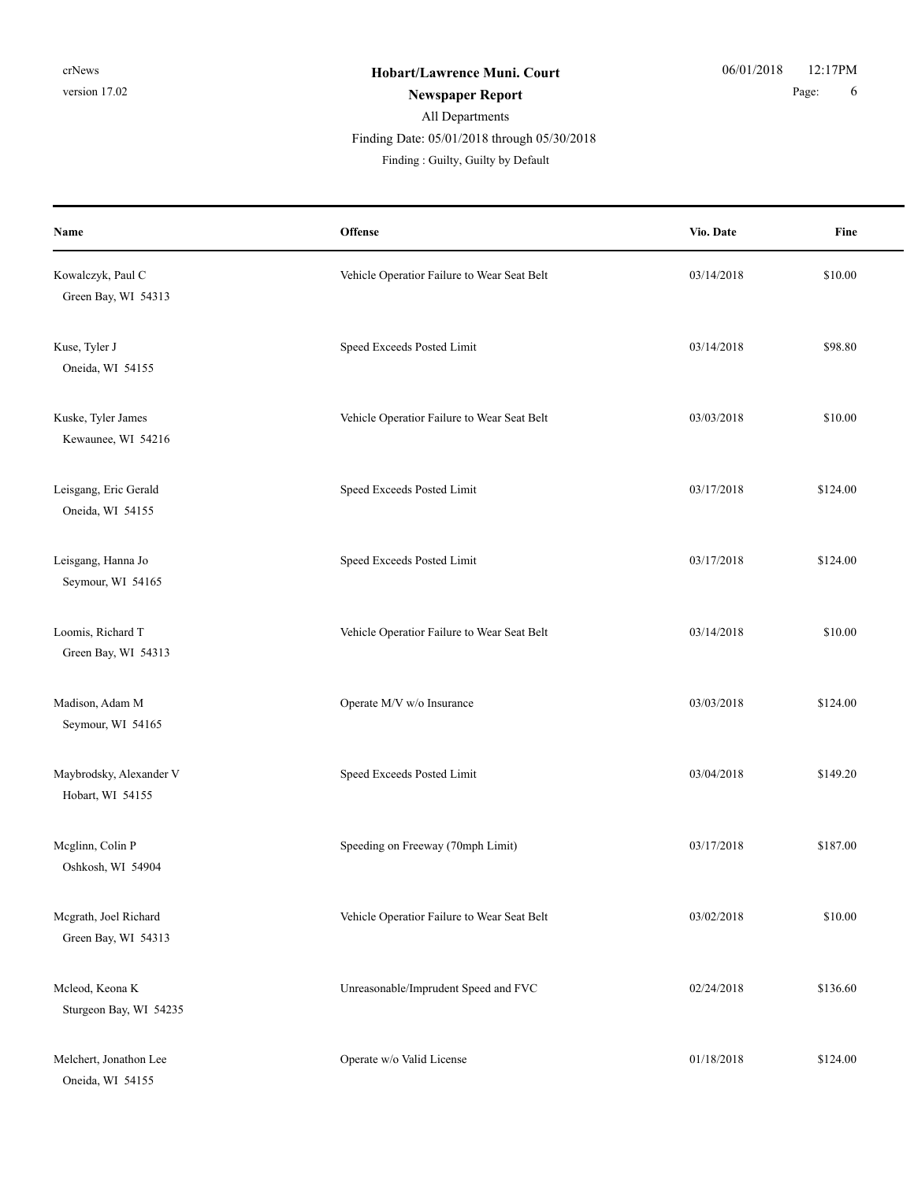**Hobart/Lawrence Muni. Court**

**Newspaper Report**

All Departments

Finding Date: 05/01/2018 through 05/30/2018

Finding : Guilty, Guilty by Default

| Name | Offense | Vio. Date | Fine |
|---|---|---|---|
| Kowalczyk, Paul C<br>Green Bay, WI 54313 | Vehicle Operatior Failure to Wear Seat Belt | 03/14/2018 | $10.00 |
| Kuse, Tyler J<br>Oneida, WI 54155 | Speed Exceeds Posted Limit | 03/14/2018 | $98.80 |
| Kuske, Tyler James<br>Kewaunee, WI 54216 | Vehicle Operatior Failure to Wear Seat Belt | 03/03/2018 | $10.00 |
| Leisgang, Eric Gerald<br>Oneida, WI 54155 | Speed Exceeds Posted Limit | 03/17/2018 | $124.00 |
| Leisgang, Hanna Jo<br>Seymour, WI 54165 | Speed Exceeds Posted Limit | 03/17/2018 | $124.00 |
| Loomis, Richard T<br>Green Bay, WI 54313 | Vehicle Operatior Failure to Wear Seat Belt | 03/14/2018 | $10.00 |
| Madison, Adam M<br>Seymour, WI 54165 | Operate M/V w/o Insurance | 03/03/2018 | $124.00 |
| Maybrodsky, Alexander V<br>Hobart, WI 54155 | Speed Exceeds Posted Limit | 03/04/2018 | $149.20 |
| Mcglinn, Colin P<br>Oshkosh, WI 54904 | Speeding on Freeway (70mph Limit) | 03/17/2018 | $187.00 |
| Mcgrath, Joel Richard<br>Green Bay, WI 54313 | Vehicle Operatior Failure to Wear Seat Belt | 03/02/2018 | $10.00 |
| Mcleod, Keona K<br>Sturgeon Bay, WI 54235 | Unreasonable/Imprudent Speed and FVC | 02/24/2018 | $136.60 |
| Melchert, Jonathon Lee<br>Oneida, WI 54155 | Operate w/o Valid License | 01/18/2018 | $124.00 |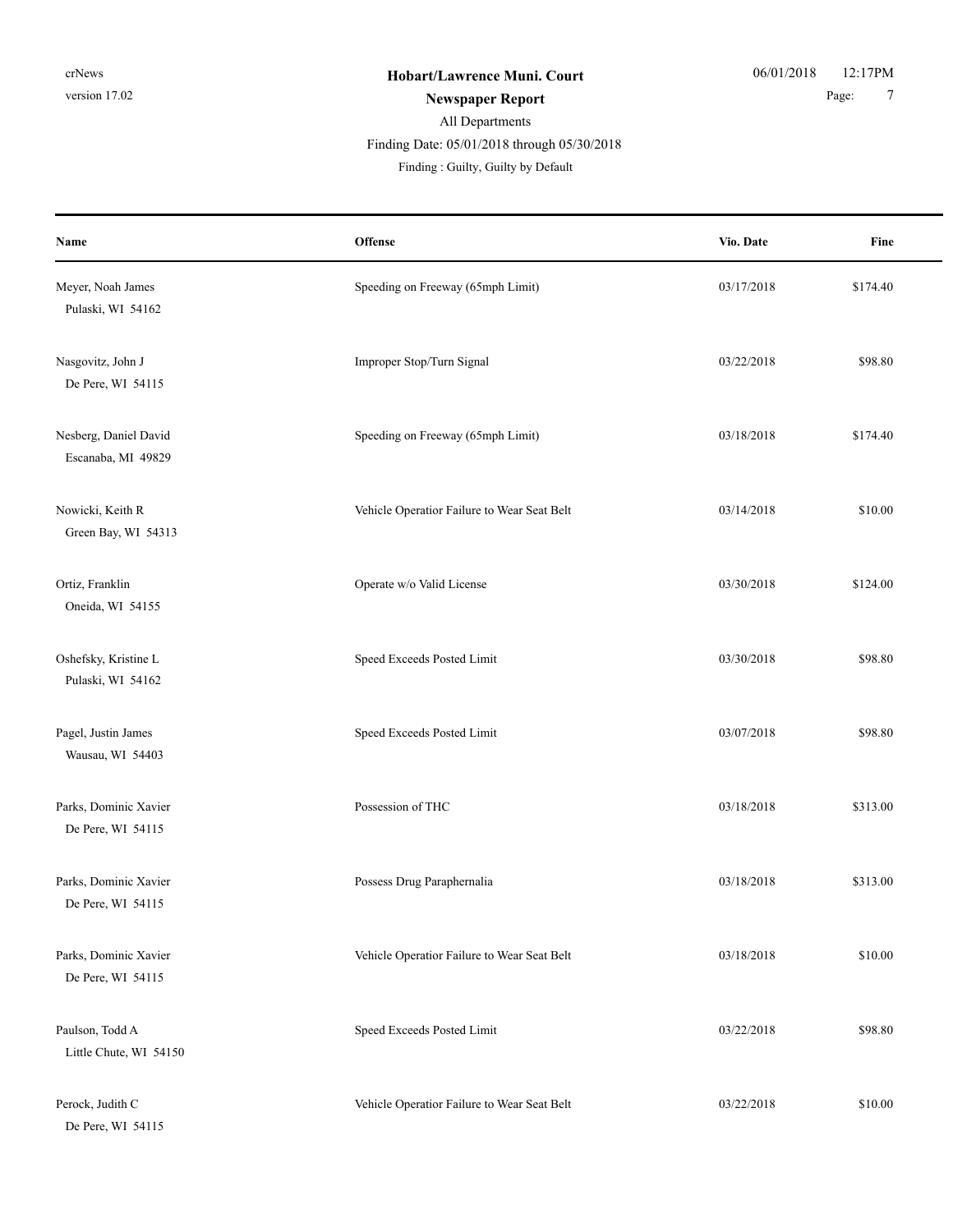**Hobart/Lawrence Muni. Court**

**Newspaper Report**

All Departments

Finding Date: 05/01/2018 through 05/30/2018

Finding : Guilty, Guilty by Default

| Name | Offense | Vio. Date | Fine |
|---|---|---|---|
| Meyer, Noah James<br>Pulaski, WI 54162 | Speeding on Freeway (65mph Limit) | 03/17/2018 | $174.40 |
| Nasgovitz, John J<br>De Pere, WI 54115 | Improper Stop/Turn Signal | 03/22/2018 | $98.80 |
| Nesberg, Daniel David<br>Escanaba, MI 49829 | Speeding on Freeway (65mph Limit) | 03/18/2018 | $174.40 |
| Nowicki, Keith R<br>Green Bay, WI 54313 | Vehicle Operatior Failure to Wear Seat Belt | 03/14/2018 | $10.00 |
| Ortiz, Franklin<br>Oneida, WI 54155 | Operate w/o Valid License | 03/30/2018 | $124.00 |
| Oshefsky, Kristine L<br>Pulaski, WI 54162 | Speed Exceeds Posted Limit | 03/30/2018 | $98.80 |
| Pagel, Justin James<br>Wausau, WI 54403 | Speed Exceeds Posted Limit | 03/07/2018 | $98.80 |
| Parks, Dominic Xavier<br>De Pere, WI 54115 | Possession of THC | 03/18/2018 | $313.00 |
| Parks, Dominic Xavier<br>De Pere, WI 54115 | Possess Drug Paraphernalia | 03/18/2018 | $313.00 |
| Parks, Dominic Xavier<br>De Pere, WI 54115 | Vehicle Operatior Failure to Wear Seat Belt | 03/18/2018 | $10.00 |
| Paulson, Todd A<br>Little Chute, WI 54150 | Speed Exceeds Posted Limit | 03/22/2018 | $98.80 |
| Perock, Judith C<br>De Pere, WI 54115 | Vehicle Operatior Failure to Wear Seat Belt | 03/22/2018 | $10.00 |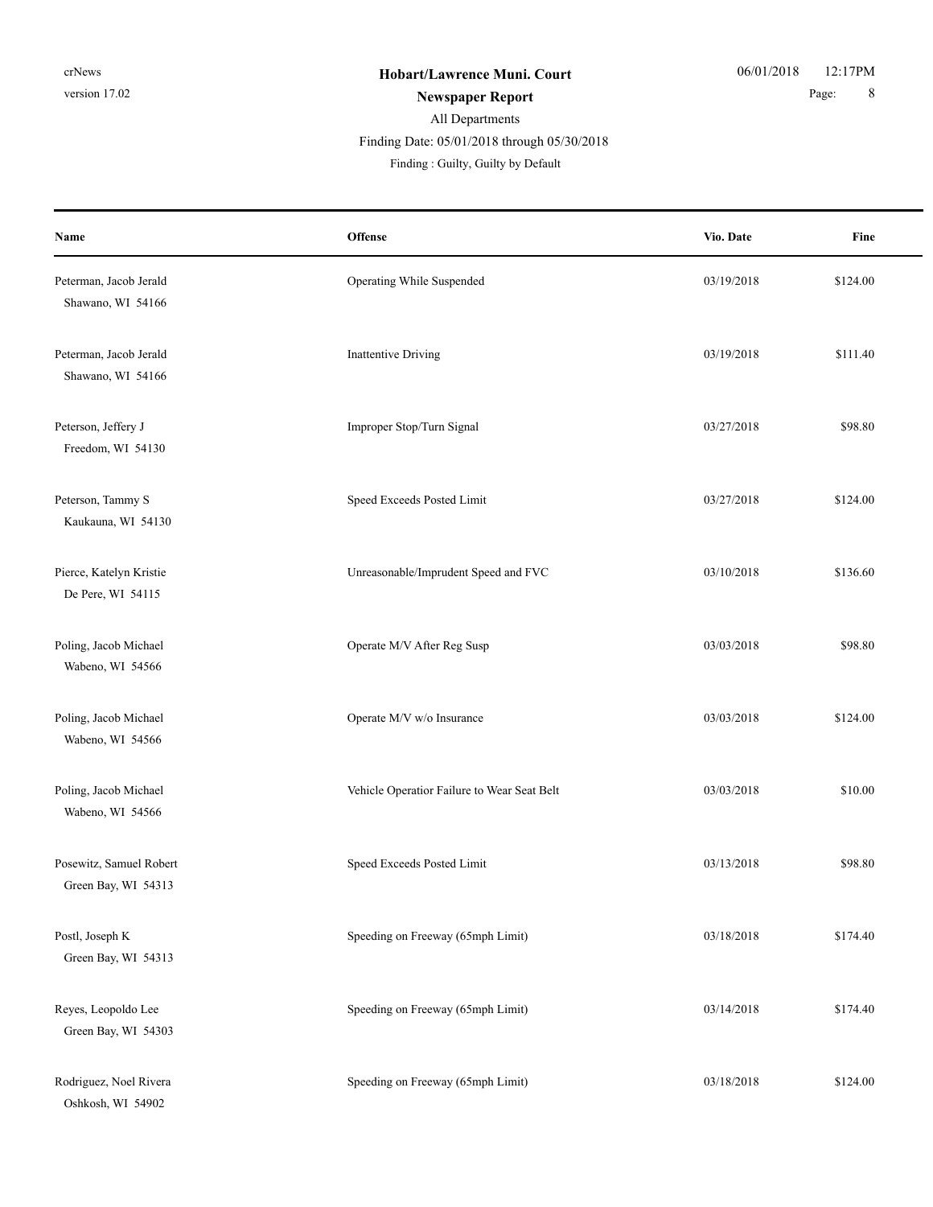# Hobart/Lawrence Muni. Court

## Newspaper Report

All Departments

Finding Date: 05/01/2018 through 05/30/2018

Finding : Guilty, Guilty by Default

| Name | Offense | Vio. Date | Fine |
|---|---|---|---|
| Peterman, Jacob Jerald<br>Shawano, WI 54166 | Operating While Suspended | 03/19/2018 | $124.00 |
| Peterman, Jacob Jerald<br>Shawano, WI 54166 | Inattentive Driving | 03/19/2018 | $111.40 |
| Peterson, Jeffery J<br>Freedom, WI 54130 | Improper Stop/Turn Signal | 03/27/2018 | $98.80 |
| Peterson, Tammy S<br>Kaukauna, WI 54130 | Speed Exceeds Posted Limit | 03/27/2018 | $124.00 |
| Pierce, Katelyn Kristie<br>De Pere, WI 54115 | Unreasonable/Imprudent Speed and FVC | 03/10/2018 | $136.60 |
| Poling, Jacob Michael<br>Wabeno, WI 54566 | Operate M/V After Reg Susp | 03/03/2018 | $98.80 |
| Poling, Jacob Michael<br>Wabeno, WI 54566 | Operate M/V w/o Insurance | 03/03/2018 | $124.00 |
| Poling, Jacob Michael<br>Wabeno, WI 54566 | Vehicle Operatior Failure to Wear Seat Belt | 03/03/2018 | $10.00 |
| Posewitz, Samuel Robert<br>Green Bay, WI 54313 | Speed Exceeds Posted Limit | 03/13/2018 | $98.80 |
| Postl, Joseph K<br>Green Bay, WI 54313 | Speeding on Freeway (65mph Limit) | 03/18/2018 | $174.40 |
| Reyes, Leopoldo Lee<br>Green Bay, WI 54303 | Speeding on Freeway (65mph Limit) | 03/14/2018 | $174.40 |
| Rodriguez, Noel Rivera<br>Oshkosh, WI 54902 | Speeding on Freeway (65mph Limit) | 03/18/2018 | $124.00 |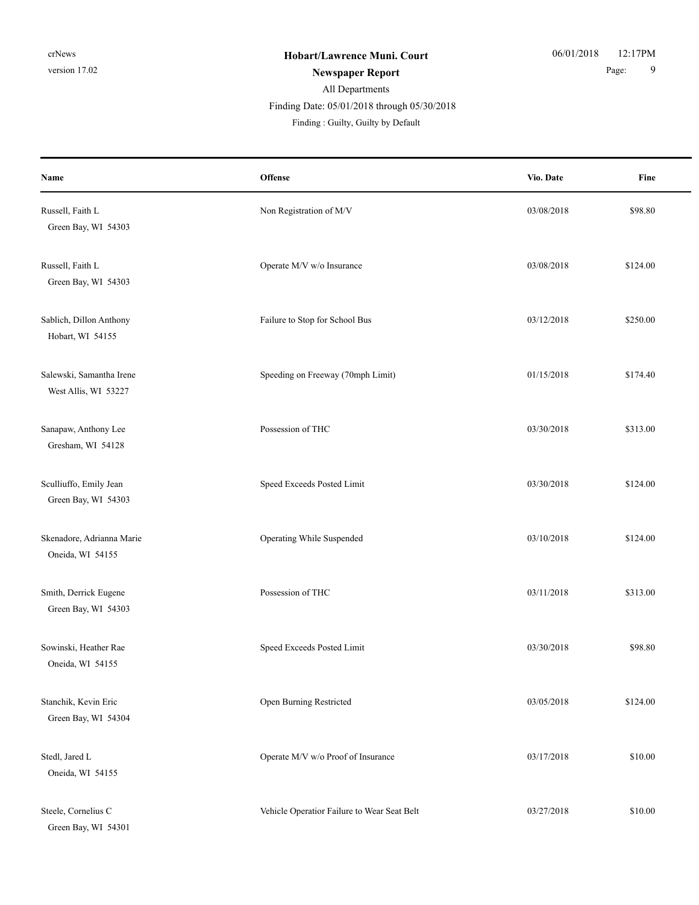**Hobart/Lawrence Muni. Court**

**Newspaper Report**

All Departments

Finding Date: 05/01/2018 through 05/30/2018

Finding : Guilty, Guilty by Default

| Name | Offense | Vio. Date | Fine |
|---|---|---|---|
| Russell, Faith L<br>Green Bay, WI 54303 | Non Registration of M/V | 03/08/2018 | $98.80 |
| Russell, Faith L<br>Green Bay, WI 54303 | Operate M/V w/o Insurance | 03/08/2018 | $124.00 |
| Sablich, Dillon Anthony<br>Hobart, WI 54155 | Failure to Stop for School Bus | 03/12/2018 | $250.00 |
| Salewski, Samantha Irene<br>West Allis, WI 53227 | Speeding on Freeway (70mph Limit) | 01/15/2018 | $174.40 |
| Sanapaw, Anthony Lee<br>Gresham, WI 54128 | Possession of THC | 03/30/2018 | $313.00 |
| Sculliuffo, Emily Jean<br>Green Bay, WI 54303 | Speed Exceeds Posted Limit | 03/30/2018 | $124.00 |
| Skenadore, Adrianna Marie<br>Oneida, WI 54155 | Operating While Suspended | 03/10/2018 | $124.00 |
| Smith, Derrick Eugene<br>Green Bay, WI 54303 | Possession of THC | 03/11/2018 | $313.00 |
| Sowinski, Heather Rae<br>Oneida, WI 54155 | Speed Exceeds Posted Limit | 03/30/2018 | $98.80 |
| Stanchik, Kevin Eric<br>Green Bay, WI 54304 | Open Burning Restricted | 03/05/2018 | $124.00 |
| Stedl, Jared L<br>Oneida, WI 54155 | Operate M/V w/o Proof of Insurance | 03/17/2018 | $10.00 |
| Steele, Cornelius C<br>Green Bay, WI 54301 | Vehicle Operatior Failure to Wear Seat Belt | 03/27/2018 | $10.00 |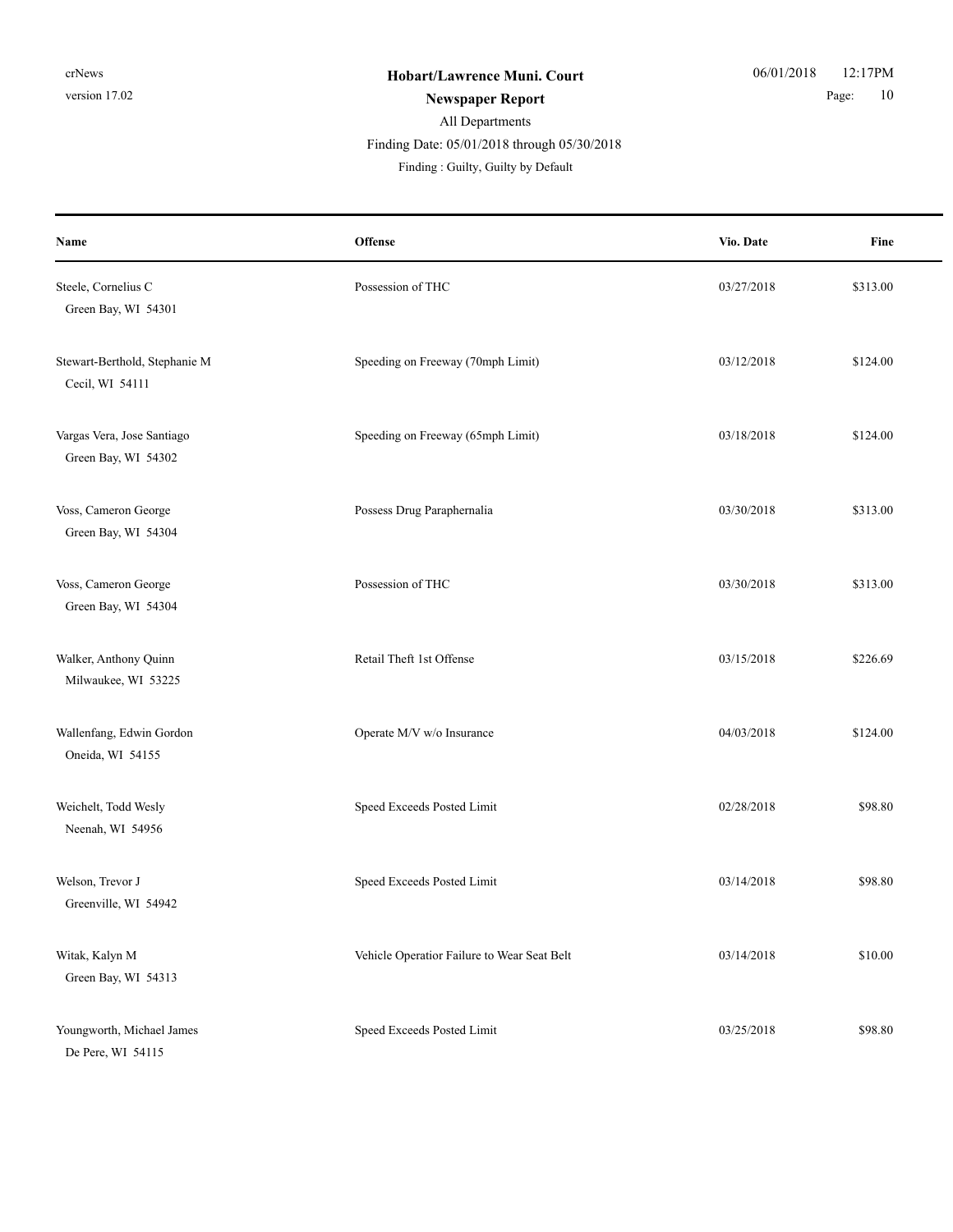crNews
version 17.02

**Hobart/Lawrence Muni. Court**

**Newspaper Report**

All Departments

Finding Date: 05/01/2018 through 05/30/2018

Finding : Guilty, Guilty by Default

06/01/2018 12:17PM

| Name | Offense | Vio. Date | Fine |
|---|---|---|---|
| Steele, Cornelius C<br>Green Bay, WI 54301 | Possession of THC | 03/27/2018 | $313.00 |
| Stewart-Berthold, Stephanie M<br>Cecil, WI 54111 | Speeding on Freeway (70mph Limit) | 03/12/2018 | $124.00 |
| Vargas Vera, Jose Santiago<br>Green Bay, WI 54302 | Speeding on Freeway (65mph Limit) | 03/18/2018 | $124.00 |
| Voss, Cameron George<br>Green Bay, WI 54304 | Possess Drug Paraphernalia | 03/30/2018 | $313.00 |
| Voss, Cameron George<br>Green Bay, WI 54304 | Possession of THC | 03/30/2018 | $313.00 |
| Walker, Anthony Quinn<br>Milwaukee, WI 53225 | Retail Theft 1st Offense | 03/15/2018 | $226.69 |
| Wallenfang, Edwin Gordon<br>Oneida, WI 54155 | Operate M/V w/o Insurance | 04/03/2018 | $124.00 |
| Weichelt, Todd Wesly<br>Neenah, WI 54956 | Speed Exceeds Posted Limit | 02/28/2018 | $98.80 |
| Welson, Trevor J<br>Greenville, WI 54942 | Speed Exceeds Posted Limit | 03/14/2018 | $98.80 |
| Witak, Kalyn M<br>Green Bay, WI 54313 | Vehicle Operatior Failure to Wear Seat Belt | 03/14/2018 | $10.00 |
| Youngworth, Michael James<br>De Pere, WI 54115 | Speed Exceeds Posted Limit | 03/25/2018 | $98.80 |